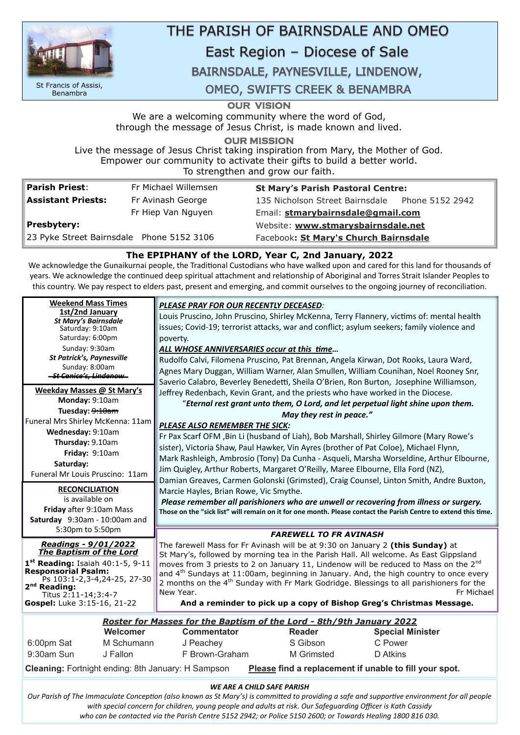# THE PARISH OF BAIRNSDALE AND OMEO

## East Region – Diocese of Sale

### BAIRNSDALE, PAYNESVILLE, LINDENOW, OMEO, SWIFTS CREEK & BENAMBRA

St Francis of Assisi, Benambra

**OUR VISION**

We are a welcoming community where the word of God, through the message of Jesus Christ, is made known and lived.

**OUR MISSION**

Live the message of Jesus Christ taking inspiration from Mary, the Mother of God.
Empower our community to activate their gifts to build a better world.
To strengthen and grow our faith.

| | | |
|---|---|---|
| **Parish Priest**: | Fr Michael Willemsen | **St Mary's Parish Pastoral Centre:** |
| **Assistant Priests:** | Fr Avinash George | 135 Nicholson Street Bairnsdale Phone 5152 2942 |
| | Fr Hiep Van Nguyen | Email: **stmarybairnsdale@gmail.com** |
| **Presbytery:** | | Website: **www.stmarysbairnsdale.net** |
| 23 Pyke Street Bairnsdale Phone 5152 3106 | | Facebook: **St Mary's Church Bairnsdale** |

**The EPIPHANY of the LORD, Year C, 2nd January, 2022**

We acknowledge the Gunaikurnai people, the Traditional Custodians who have walked upon and cared for this land for thousands of years. We acknowledge the continued deep spiritual attachment and relationship of Aboriginal and Torres Strait Islander Peoples to this country. We pay respect to elders past, present and emerging, and commit ourselves to the ongoing journey of reconciliation.

**Weekend Mass Times**
**1st/2nd January**

***St Mary's Bairnsdale***
Saturday: 9:10am
Saturday: 6:00pm
Sunday: 9:30am

***St Patrick's, Paynesville***
Sunday: 8:00am

~~*St Canice's, Lindenow*~~

**Weekday Masses @ St Mary's**

**Monday:** 9:10am
**Tuesday:** ~~9:10am~~
Funeral Mrs Shirley McKenna: 11am
**Wednesday:** 9:10am
**Thursday:** 9.10am
**Friday:** 9:10am
**Saturday:**
Funeral Mr Louis Pruscino: 11am

**RECONCILIATION**

is available on
**Friday** after 9:10am Mass
**Saturday** 9:30am - 10:00am and 5:30pm to 5:50pm

***Readings - 9/01/2022***
***The Baptism of the Lord***

**1st Reading:** Isaiah 40:1-5, 9-11
**Responsorial Psalm:** Ps 103:1-2,3-4,24-25, 27-30
**2nd Reading:** Titus 2:11-14;3:4-7
**Gospel:** Luke 3:15-16, 21-22

***PLEASE PRAY FOR OUR RECENTLY DECEASED:***

Louis Pruscino, John Pruscino, Shirley McKenna, Terry Flannery, victims of: mental health issues; Covid-19; terrorist attacks, war and conflict; asylum seekers; family violence and poverty.

***ALL WHOSE ANNIVERSARIES occur at this time…***

Rudolfo Calvi, Filomena Pruscino, Pat Brennan, Angela Kirwan, Dot Rooks, Laura Ward, Agnes Mary Duggan, William Warner, Alan Smullen, William Counihan, Noel Rooney Snr, Saverio Calabro, Beverley Benedetti, Sheila O'Brien, Ron Burton, Josephine Williamson, Jeffrey Redenbach, Kevin Grant, and the priests who have worked in the Diocese.

"***Eternal rest grant unto them, O Lord, and let perpetual light shine upon them. May they rest in peace."***

***PLEASE ALSO REMEMBER THE SICK:***

Fr Pax Scarf OFM ,Bin Li (husband of Liah), Bob Marshall, Shirley Gilmore (Mary Rowe's sister), Victoria Shaw, Paul Hawker, Vin Ayres (brother of Pat Coloe), Michael Flynn, Mark Rashleigh, Ambrosio (Tony) Da Cunha - Asqueli, Marsha Worseldine, Arthur Elbourne, Jim Quigley, Arthur Roberts, Margaret O'Reilly, Maree Elbourne, Ella Ford (NZ), Damian Greaves, Carmen Golonski (Grimsted), Craig Counsel, Linton Smith, Andre Buxton, Marcie Hayles, Brian Rowe, Vic Smythe.

***Please remember all parishioners who are unwell or recovering from illness or surgery.***

**Those on the "sick list" will remain on it for one month. Please contact the Parish Centre to extend this time.**

***FAREWELL TO FR AVINASH***

The farewell Mass for Fr Avinash will be at 9:30 on January 2 **(this Sunday)** at St Mary's, followed by morning tea in the Parish Hall. All welcome. As East Gippsland moves from 3 priests to 2 on January 11, Lindenow will be reduced to Mass on the 2nd and 4th Sundays at 11:00am, beginning in January. And, the high country to once every 2 months on the 4th Sunday with Fr Mark Godridge. Blessings to all parishioners for the New Year.

Fr Michael

**And a reminder to pick up a copy of Bishop Greg's Christmas Message.**

***Roster for Masses for the Baptism of the Lord - 8th/9th January 2022***

| | Welcomer | Commentator | Reader | Special Minister |
|---|---|---|---|---|
| 6:00pm Sat | M Schumann | J Peachey | S Gibson | C Power |
| 9:30am Sun | J Fallon | F Brown-Graham | M Grimsted | D Atkins |

**Cleaning:** Fortnight ending: 8th January: H Sampson **Please find a replacement if unable to fill your spot.**

***WE ARE A CHILD SAFE PARISH***

*Our Parish of The Immaculate Conception (also known as St Mary's) is committed to providing a safe and supportive environment for all people with special concern for children, young people and adults at risk. Our Safeguarding Officer is Kath Cassidy who can be contacted via the Parish Centre 5152 2942; or Police 5150 2600; or Towards Healing 1800 816 030.*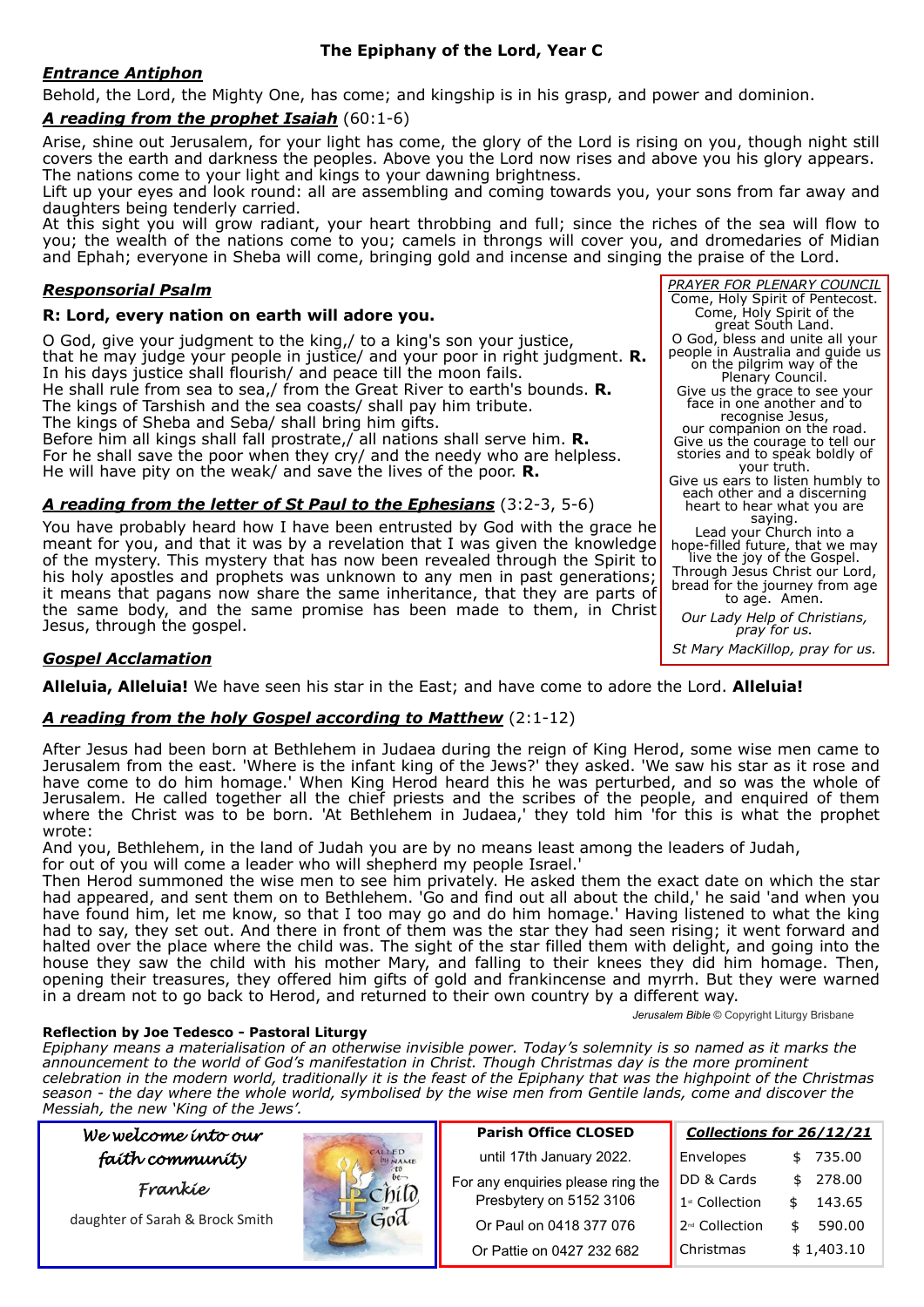## The Epiphany of the Lord, Year C

### *Entrance Antiphon*

Behold, the Lord, the Mighty One, has come; and kingship is in his grasp, and power and dominion.

### *A reading from the prophet Isaiah* (60:1-6)

Arise, shine out Jerusalem, for your light has come, the glory of the Lord is rising on you, though night still covers the earth and darkness the peoples. Above you the Lord now rises and above you his glory appears. The nations come to your light and kings to your dawning brightness.

Lift up your eyes and look round: all are assembling and coming towards you, your sons from far away and daughters being tenderly carried.

At this sight you will grow radiant, your heart throbbing and full; since the riches of the sea will flow to you; the wealth of the nations come to you; camels in throngs will cover you, and dromedaries of Midian and Ephah; everyone in Sheba will come, bringing gold and incense and singing the praise of the Lord.

### *Responsorial Psalm*

**R: Lord, every nation on earth will adore you.**

O God, give your judgment to the king,/ to a king's son your justice,
that he may judge your people in justice/ and your poor in right judgment. **R.**
In his days justice shall flourish/ and peace till the moon fails.
He shall rule from sea to sea,/ from the Great River to earth's bounds. **R.**
The kings of Tarshish and the sea coasts/ shall pay him tribute.
The kings of Sheba and Seba/ shall bring him gifts.
Before him all kings shall fall prostrate,/ all nations shall serve him. **R.**
For he shall save the poor when they cry/ and the needy who are helpless.
He will have pity on the weak/ and save the lives of the poor. **R.**

### *A reading from the letter of St Paul to the Ephesians* (3:2-3, 5-6)

You have probably heard how I have been entrusted by God with the grace he meant for you, and that it was by a revelation that I was given the knowledge of the mystery. This mystery that has now been revealed through the Spirit to his holy apostles and prophets was unknown to any men in past generations; it means that pagans now share the same inheritance, that they are parts of the same body, and the same promise has been made to them, in Christ Jesus, through the gospel.

*PRAYER FOR PLENARY COUNCIL*

Come, Holy Spirit of Pentecost.
Come, Holy Spirit of the great South Land.
O God, bless and unite all your people in Australia and guide us on the pilgrim way of the Plenary Council.
Give us the grace to see your face in one another and to recognise Jesus, our companion on the road.
Give us the courage to tell our stories and to speak boldly of your truth.
Give us ears to listen humbly to each other and a discerning heart to hear what you are saying.
Lead your Church into a hope-filled future, that we may live the joy of the Gospel.
Through Jesus Christ our Lord, bread for the journey from age to age. Amen.

*Our Lady Help of Christians, pray for us.*

*St Mary MacKillop, pray for us.*

### *Gospel Acclamation*

**Alleluia, Alleluia!** We have seen his star in the East; and have come to adore the Lord. **Alleluia!**

### *A reading from the holy Gospel according to Matthew* (2:1-12)

After Jesus had been born at Bethlehem in Judaea during the reign of King Herod, some wise men came to Jerusalem from the east. 'Where is the infant king of the Jews?' they asked. 'We saw his star as it rose and have come to do him homage.' When King Herod heard this he was perturbed, and so was the whole of Jerusalem. He called together all the chief priests and the scribes of the people, and enquired of them where the Christ was to be born. 'At Bethlehem in Judaea,' they told him 'for this is what the prophet wrote:

And you, Bethlehem, in the land of Judah you are by no means least among the leaders of Judah,
for out of you will come a leader who will shepherd my people Israel.'

Then Herod summoned the wise men to see him privately. He asked them the exact date on which the star had appeared, and sent them on to Bethlehem. 'Go and find out all about the child,' he said 'and when you have found him, let me know, so that I too may go and do him homage.' Having listened to what the king had to say, they set out. And there in front of them was the star they had seen rising; it went forward and halted over the place where the child was. The sight of the star filled them with delight, and going into the house they saw the child with his mother Mary, and falling to their knees they did him homage. Then, opening their treasures, they offered him gifts of gold and frankincense and myrrh. But they were warned in a dream not to go back to Herod, and returned to their own country by a different way.

*Jerusalem Bible* © Copyright Liturgy Brisbane

**Reflection by Joe Tedesco - Pastoral Liturgy**

*Epiphany means a materialisation of an otherwise invisible power. Today's solemnity is so named as it marks the announcement to the world of God's manifestation in Christ. Though Christmas day is the more prominent celebration in the modern world, traditionally it is the feast of the Epiphany that was the highpoint of the Christmas season - the day where the whole world, symbolised by the wise men from Gentile lands, come and discover the Messiah, the new 'King of the Jews'.*

*We welcome into our faith community*

*Frankie*

daughter of Sarah & Brock Smith

**Parish Office CLOSED**

until 17th January 2022.

For any enquiries please ring the Presbytery on 5152 3106

Or Paul on 0418 377 076

Or Pattie on 0427 232 682

| *Collections for 26/12/21* | |
|---|---|
| Envelopes | $ 735.00 |
| DD & Cards | $ 278.00 |
| 1st Collection | $ 143.65 |
| 2nd Collection | $ 590.00 |
| Christmas | $ 1,403.10 |